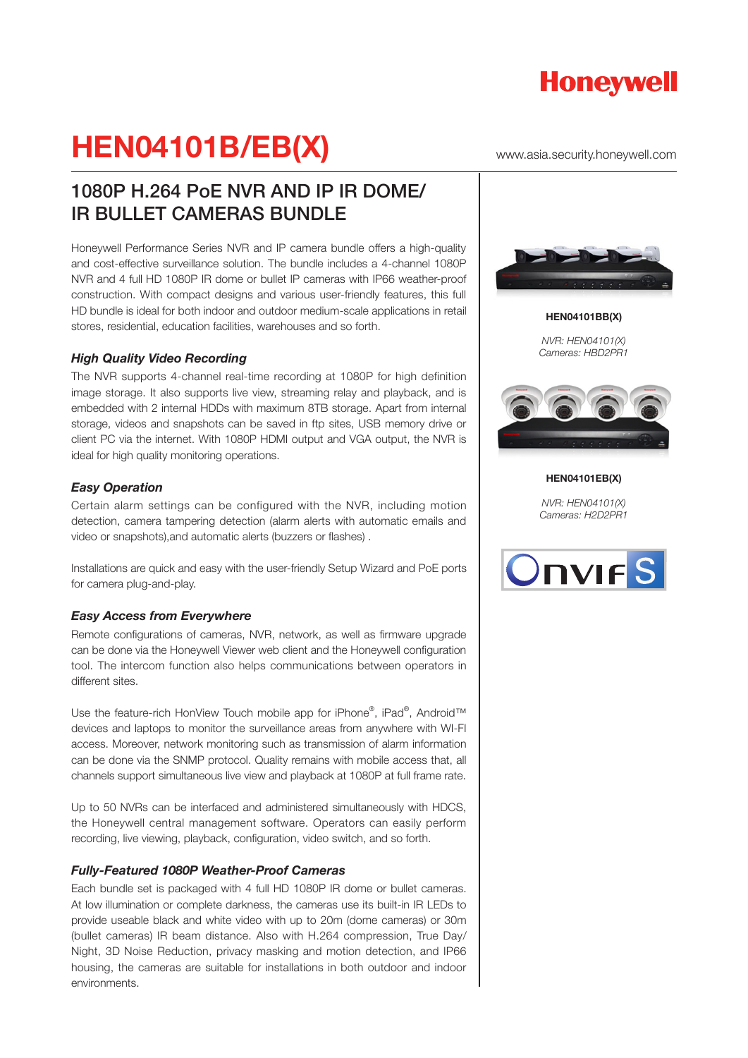# HEN04101B/EB(X)

www.asia.security.honeywell.com

## 1080P H.264 PoE NVR AND IP IR DOME/ IR BULLET CAMERAS BUNDLE

Honeywell Performance Series NVR and IP camera bundle offers a high-quality and cost-effective surveillance solution. The bundle includes a 4-channel 1080P NVR and 4 full HD 1080P IR dome or bullet IP cameras with IP66 weather-proof construction. With compact designs and various user-friendly features, this full HD bundle is ideal for both indoor and outdoor medium-scale applications in retail stores, residential, education facilities, warehouses and so forth.

### *High Quality Video Recording*

The NVR supports 4-channel real-time recording at 1080P for high definition image storage. It also supports live view, streaming relay and playback, and is embedded with 2 internal HDDs with maximum 8TB storage. Apart from internal storage, videos and snapshots can be saved in ftp sites, USB memory drive or client PC via the internet. With 1080P HDMI output and VGA output, the NVR is ideal for high quality monitoring operations.

### *Easy Operation*

Certain alarm settings can be configured with the NVR, including motion detection, camera tampering detection (alarm alerts with automatic emails and video or snapshots),and automatic alerts (buzzers or flashes) .

Installations are quick and easy with the user-friendly Setup Wizard and PoE ports for camera plug-and-play.

### *Easy Access from Everywhere*

Remote configurations of cameras, NVR, network, as well as firmware upgrade can be done via the Honeywell Viewer web client and the Honeywell configuration tool. The intercom function also helps communications between operators in different sites.

Use the feature-rich HonView Touch mobile app for iPhone®, iPad®, Android™ devices and laptops to monitor the surveillance areas from anywhere with WI-FI access. Moreover, network monitoring such as transmission of alarm information can be done via the SNMP protocol. Quality remains with mobile access that, all channels support simultaneous live view and playback at 1080P at full frame rate.

Up to 50 NVRs can be interfaced and administered simultaneously with HDCS, the Honeywell central management software. Operators can easily perform recording, live viewing, playback, configuration, video switch, and so forth.

### *Fully-Featured 1080P Weather-Proof Cameras*

Each bundle set is packaged with 4 full HD 1080P IR dome or bullet cameras. At low illumination or complete darkness, the cameras use its built-in IR LEDs to provide useable black and white video with up to 20m (dome cameras) or 30m (bullet cameras) IR beam distance. Also with H.264 compression, True Day/ Night, 3D Noise Reduction, privacy masking and motion detection, and IP66 housing, the cameras are suitable for installations in both outdoor and indoor environments.

**HEN04101BB(X)**

*NVR: HEN04101(X)*
*Cameras: HBD2PR1*

**HEN04101EB(X)**

*NVR: HEN04101(X)*
*Cameras: H2D2PR1*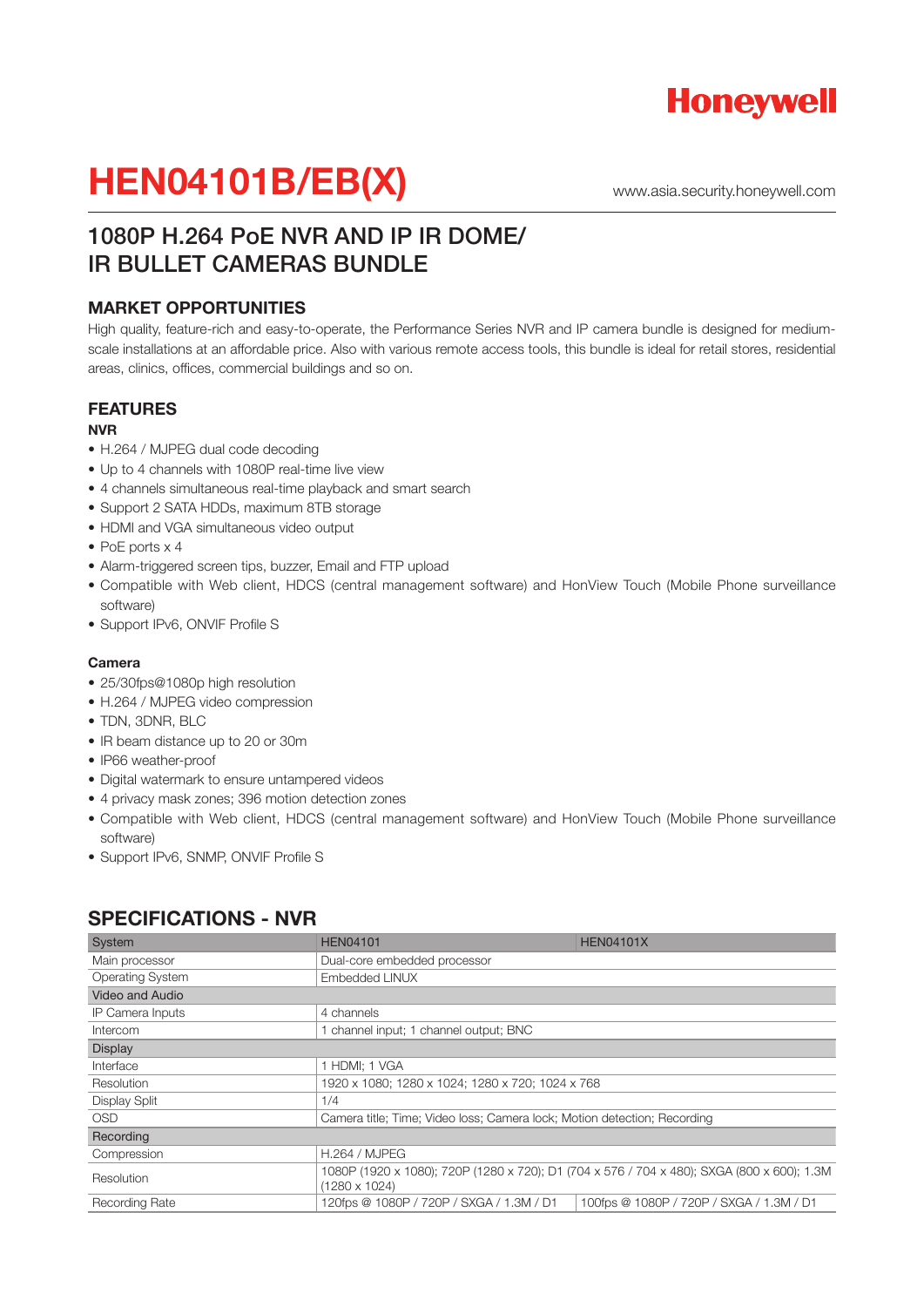# HEN04101B/EB(X)

www.asia.security.honeywell.com

## 1080P H.264 PoE NVR AND IP IR DOME/ IR BULLET CAMERAS BUNDLE

### MARKET OPPORTUNITIES

High quality, feature-rich and easy-to-operate, the Performance Series NVR and IP camera bundle is designed for medium-scale installations at an affordable price. Also with various remote access tools, this bundle is ideal for retail stores, residential areas, clinics, offices, commercial buildings and so on.

### FEATURES

**NVR**

- H.264 / MJPEG dual code decoding
- Up to 4 channels with 1080P real-time live view
- 4 channels simultaneous real-time playback and smart search
- Support 2 SATA HDDs, maximum 8TB storage
- HDMI and VGA simultaneous video output
- PoE ports x 4
- Alarm-triggered screen tips, buzzer, Email and FTP upload
- Compatible with Web client, HDCS (central management software) and HonView Touch (Mobile Phone surveillance software)
- Support IPv6, ONVIF Profile S

**Camera**

- 25/30fps@1080p high resolution
- H.264 / MJPEG video compression
- TDN, 3DNR, BLC
- IR beam distance up to 20 or 30m
- IP66 weather-proof
- Digital watermark to ensure untampered videos
- 4 privacy mask zones; 396 motion detection zones
- Compatible with Web client, HDCS (central management software) and HonView Touch (Mobile Phone surveillance software)
- Support IPv6, SNMP, ONVIF Profile S

## SPECIFICATIONS - NVR

| System | HEN04101 | HEN04101X |
|---|---|---|
| Main processor | Dual-core embedded processor | |
| Operating System | Embedded LINUX | |
| **Video and Audio** | | |
| IP Camera Inputs | 4 channels | |
| Intercom | 1 channel input; 1 channel output; BNC | |
| **Display** | | |
| Interface | 1 HDMI; 1 VGA | |
| Resolution | 1920 x 1080; 1280 x 1024; 1280 x 720; 1024 x 768 | |
| Display Split | 1/4 | |
| OSD | Camera title; Time; Video loss; Camera lock; Motion detection; Recording | |
| **Recording** | | |
| Compression | H.264 / MJPEG | |
| Resolution | 1080P (1920 x 1080); 720P (1280 x 720); D1 (704 x 576 / 704 x 480); SXGA (800 x 600); 1.3M (1280 x 1024) | |
| Recording Rate | 120fps @ 1080P / 720P / SXGA / 1.3M / D1 | 100fps @ 1080P / 720P / SXGA / 1.3M / D1 |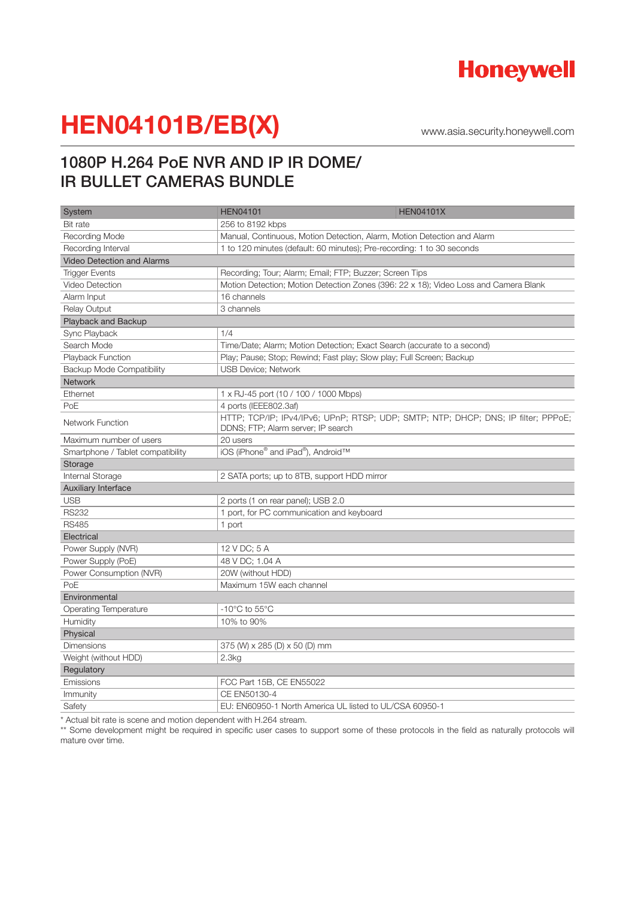# HEN04101B/EB(X)

www.asia.security.honeywell.com

## 1080P H.264 PoE NVR AND IP IR DOME/ IR BULLET CAMERAS BUNDLE

| System | HEN04101 | HEN04101X |
|---|---|---|
| Bit rate | 256 to 8192 kbps | |
| Recording Mode | Manual, Continuous, Motion Detection, Alarm, Motion Detection and Alarm | |
| Recording Interval | 1 to 120 minutes (default: 60 minutes); Pre-recording: 1 to 30 seconds | |
| **Video Detection and Alarms** | | |
| Trigger Events | Recording; Tour; Alarm; Email; FTP; Buzzer; Screen Tips | |
| Video Detection | Motion Detection; Motion Detection Zones (396: 22 x 18); Video Loss and Camera Blank | |
| Alarm Input | 16 channels | |
| Relay Output | 3 channels | |
| **Playback and Backup** | | |
| Sync Playback | 1/4 | |
| Search Mode | Time/Date; Alarm; Motion Detection; Exact Search (accurate to a second) | |
| Playback Function | Play; Pause; Stop; Rewind; Fast play; Slow play; Full Screen; Backup | |
| Backup Mode Compatibility | USB Device; Network | |
| **Network** | | |
| Ethernet | 1 x RJ-45 port (10 / 100 / 1000 Mbps) | |
| PoE | 4 ports (IEEE802.3af) | |
| Network Function | HTTP; TCP/IP; IPv4/IPv6; UPnP; RTSP; UDP; SMTP; NTP; DHCP; DNS; IP filter; PPPoE; DDNS; FTP; Alarm server; IP search | |
| Maximum number of users | 20 users | |
| Smartphone / Tablet compatibility | iOS (iPhone® and iPad®), Android™ | |
| **Storage** | | |
| Internal Storage | 2 SATA ports; up to 8TB, support HDD mirror | |
| **Auxiliary Interface** | | |
| USB | 2 ports (1 on rear panel); USB 2.0 | |
| RS232 | 1 port, for PC communication and keyboard | |
| RS485 | 1 port | |
| **Electrical** | | |
| Power Supply (NVR) | 12 V DC; 5 A | |
| Power Supply (PoE) | 48 V DC; 1.04 A | |
| Power Consumption (NVR) | 20W (without HDD) | |
| PoE | Maximum 15W each channel | |
| **Environmental** | | |
| Operating Temperature | -10°C to 55°C | |
| Humidity | 10% to 90% | |
| **Physical** | | |
| Dimensions | 375 (W) x 285 (D) x 50 (D) mm | |
| Weight (without HDD) | 2.3kg | |
| **Regulatory** | | |
| Emissions | FCC Part 15B, CE EN55022 | |
| Immunity | CE EN50130-4 | |
| Safety | EU: EN60950-1 North America UL listed to UL/CSA 60950-1 | |

* Actual bit rate is scene and motion dependent with H.264 stream.

** Some development might be required in specific user cases to support some of these protocols in the field as naturally protocols will mature over time.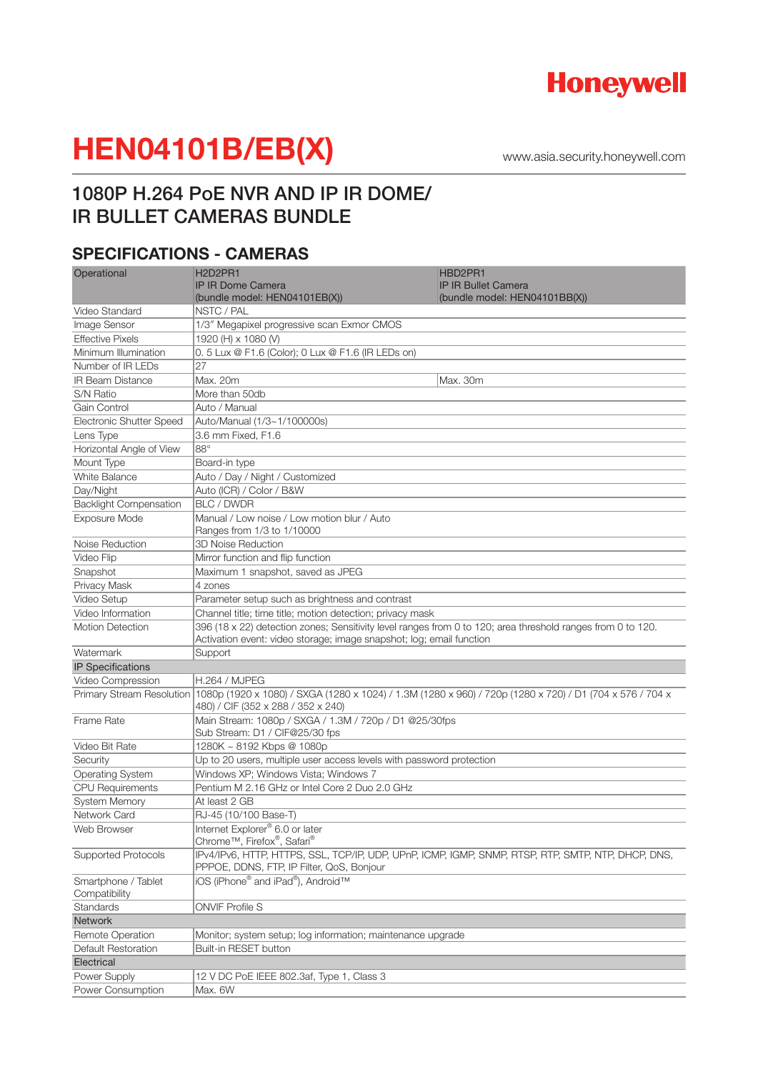Honeywell

# HEN04101B/EB(X)

www.asia.security.honeywell.com

## 1080P H.264 PoE NVR AND IP IR DOME/ IR BULLET CAMERAS BUNDLE

### SPECIFICATIONS - CAMERAS

| Operational | H2D2PR1<br>IP IR Dome Camera<br>(bundle model: HEN04101EB(X)) | HBD2PR1<br>IP IR Bullet Camera<br>(bundle model: HEN04101BB(X)) |
|---|---|---|
| Video Standard | NSTC / PAL | |
| Image Sensor | 1/3″ Megapixel progressive scan Exmor CMOS | |
| Effective Pixels | 1920 (H) x 1080 (V) | |
| Minimum Illumination | 0. 5 Lux @ F1.6 (Color); 0 Lux @ F1.6 (IR LEDs on) | |
| Number of IR LEDs | 27 | |
| IR Beam Distance | Max. 20m | Max. 30m |
| S/N Ratio | More than 50db | |
| Gain Control | Auto / Manual | |
| Electronic Shutter Speed | Auto/Manual (1/3~1/100000s) | |
| Lens Type | 3.6 mm Fixed, F1.6 | |
| Horizontal Angle of View | 88° | |
| Mount Type | Board-in type | |
| White Balance | Auto / Day / Night / Customized | |
| Day/Night | Auto (ICR) / Color / B&W | |
| Backlight Compensation | BLC / DWDR | |
| Exposure Mode | Manual / Low noise / Low motion blur / Auto<br>Ranges from 1/3 to 1/10000 | |
| Noise Reduction | 3D Noise Reduction | |
| Video Flip | Mirror function and flip function | |
| Snapshot | Maximum 1 snapshot, saved as JPEG | |
| Privacy Mask | 4 zones | |
| Video Setup | Parameter setup such as brightness and contrast | |
| Video Information | Channel title; time title; motion detection; privacy mask | |
| Motion Detection | 396 (18 x 22) detection zones; Sensitivity level ranges from 0 to 120; area threshold ranges from 0 to 120.<br>Activation event: video storage; image snapshot; log; email function | |
| Watermark | Support | |
| **IP Specifications** | | |
| Video Compression | H.264 / MJPEG | |
| Primary Stream Resolution | 1080p (1920 x 1080) / SXGA (1280 x 1024) / 1.3M (1280 x 960) / 720p (1280 x 720) / D1 (704 x 576 / 704 x 480) / CIF (352 x 288 / 352 x 240) | |
| Frame Rate | Main Stream: 1080p / SXGA / 1.3M / 720p / D1 @25/30fps<br>Sub Stream: D1 / CIF@25/30 fps | |
| Video Bit Rate | 1280K ~ 8192 Kbps @ 1080p | |
| Security | Up to 20 users, multiple user access levels with password protection | |
| Operating System | Windows XP; Windows Vista; Windows 7 | |
| CPU Requirements | Pentium M 2.16 GHz or Intel Core 2 Duo 2.0 GHz | |
| System Memory | At least 2 GB | |
| Network Card | RJ-45 (10/100 Base-T) | |
| Web Browser | Internet Explorer® 6.0 or later<br>Chrome™, Firefox®, Safari® | |
| Supported Protocols | IPv4/IPv6, HTTP, HTTPS, SSL, TCP/IP, UDP, UPnP, ICMP, IGMP, SNMP, RTSP, RTP, SMTP, NTP, DHCP, DNS, PPPOE, DDNS, FTP, IP Filter, QoS, Bonjour | |
| Smartphone / Tablet Compatibility | iOS (iPhone® and iPad®), Android™ | |
| Standards | ONVIF Profile S | |
| **Network** | | |
| Remote Operation | Monitor; system setup; log information; maintenance upgrade | |
| Default Restoration | Built-in RESET button | |
| **Electrical** | | |
| Power Supply | 12 V DC PoE IEEE 802.3af, Type 1, Class 3 | |
| Power Consumption | Max. 6W | |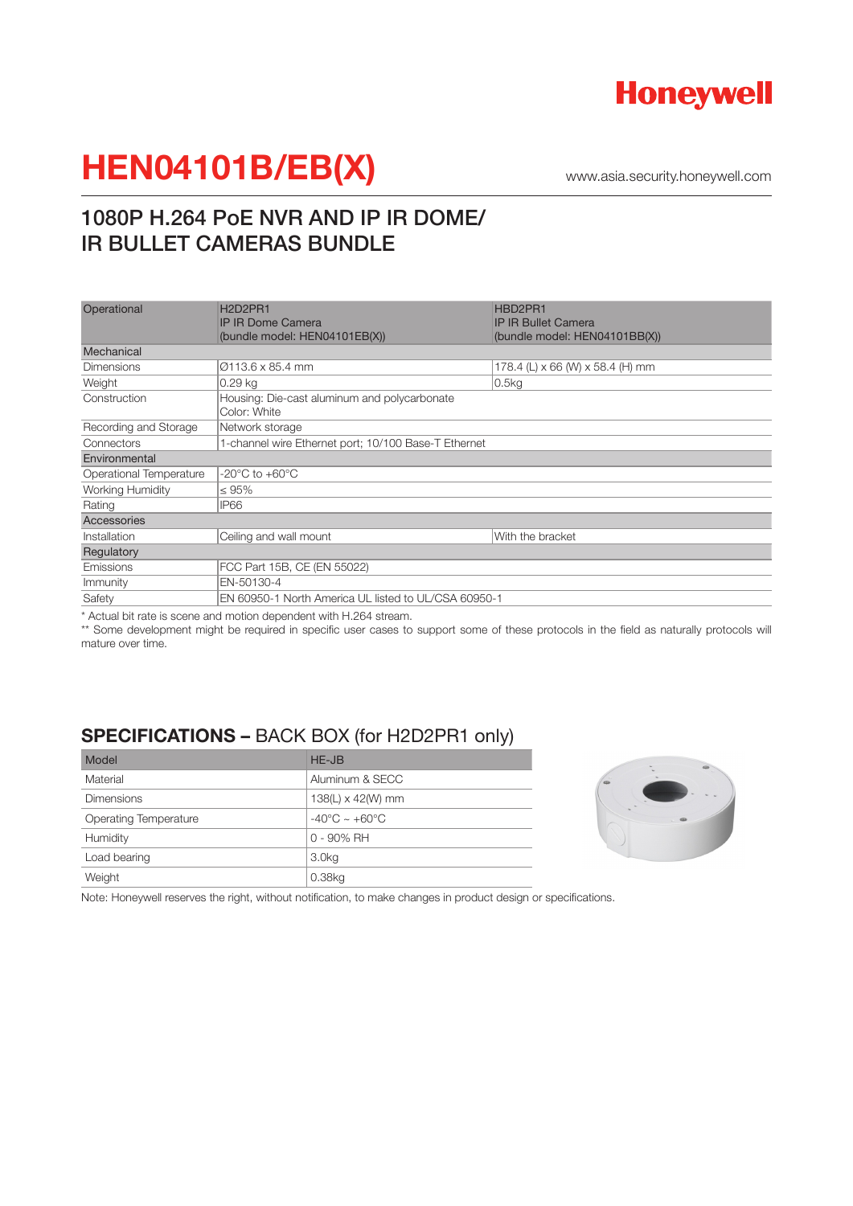# HEN04101B/EB(X)

www.asia.security.honeywell.com

## 1080P H.264 PoE NVR AND IP IR DOME/ IR BULLET CAMERAS BUNDLE

| Operational | H2D2PR1<br>IP IR Dome Camera<br>(bundle model: HEN04101EB(X)) | HBD2PR1<br>IP IR Bullet Camera<br>(bundle model: HEN04101BB(X)) |
|---|---|---|
| **Mechanical** | | |
| Dimensions | Ø113.6 x 85.4 mm | 178.4 (L) x 66 (W) x 58.4 (H) mm |
| Weight | 0.29 kg | 0.5kg |
| Construction | Housing: Die-cast aluminum and polycarbonate<br>Color: White | |
| Recording and Storage | Network storage | |
| Connectors | 1-channel wire Ethernet port; 10/100 Base-T Ethernet | |
| **Environmental** | | |
| Operational Temperature | -20°C to +60°C | |
| Working Humidity | ≤ 95% | |
| Rating | IP66 | |
| **Accessories** | | |
| Installation | Ceiling and wall mount | With the bracket |
| **Regulatory** | | |
| Emissions | FCC Part 15B, CE (EN 55022) | |
| Immunity | EN-50130-4 | |
| Safety | EN 60950-1 North America UL listed to UL/CSA 60950-1 | |

* Actual bit rate is scene and motion dependent with H.264 stream.

** Some development might be required in specific user cases to support some of these protocols in the field as naturally protocols will mature over time.

## SPECIFICATIONS – BACK BOX (for H2D2PR1 only)

| Model | HE-JB |
|---|---|
| Material | Aluminum & SECC |
| Dimensions | 138(L) x 42(W) mm |
| Operating Temperature | -40°C ~ +60°C |
| Humidity | 0 - 90% RH |
| Load bearing | 3.0kg |
| Weight | 0.38kg |

Note: Honeywell reserves the right, without notification, to make changes in product design or specifications.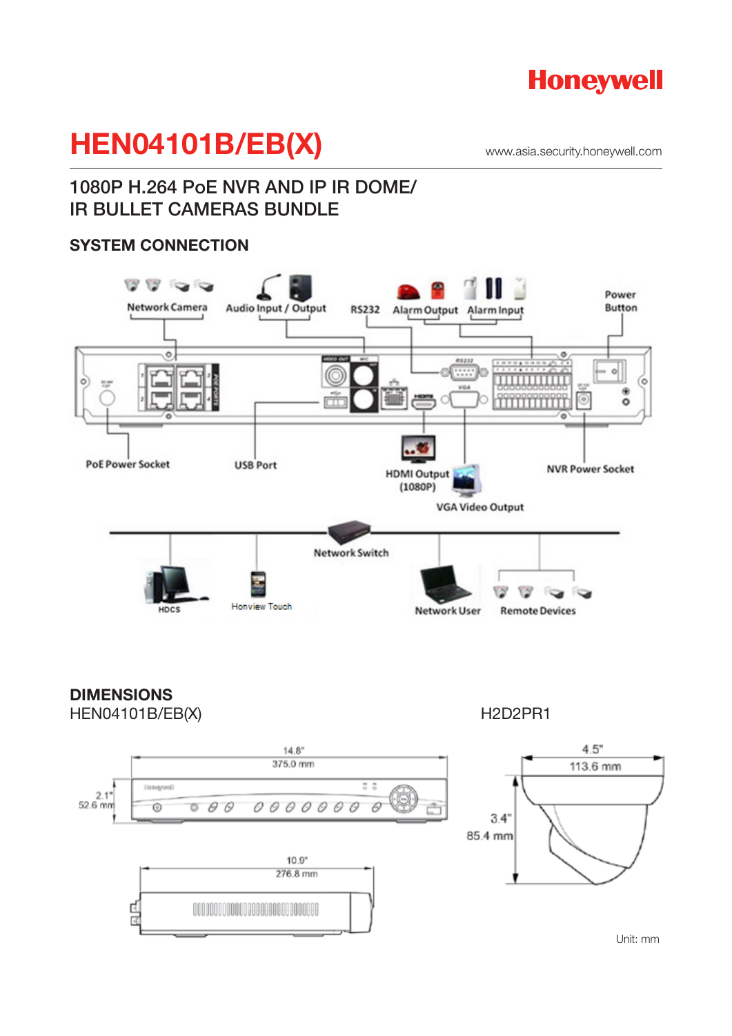# HEN04101B/EB(X)

www.asia.security.honeywell.com

## 1080P H.264 PoE NVR AND IP IR DOME/ IR BULLET CAMERAS BUNDLE

### SYSTEM CONNECTION

Network Camera · Audio Input / Output · RS232 · Alarm Output · Alarm Input · Power Button

PoE Power Socket · USB Port · HDMI Output (1080P) · VGA Video Output · NVR Power Socket

Network Switch

HDCS · Honview Touch · Network User · Remote Devices

### DIMENSIONS

HEN04101B/EB(X)

- 14.8" / 375.0 mm
- 2.1" / 52.6 mm
- 10.9" / 276.8 mm

H2D2PR1

- 4.5" / 113.6 mm
- 3.4" / 85.4 mm

Unit: mm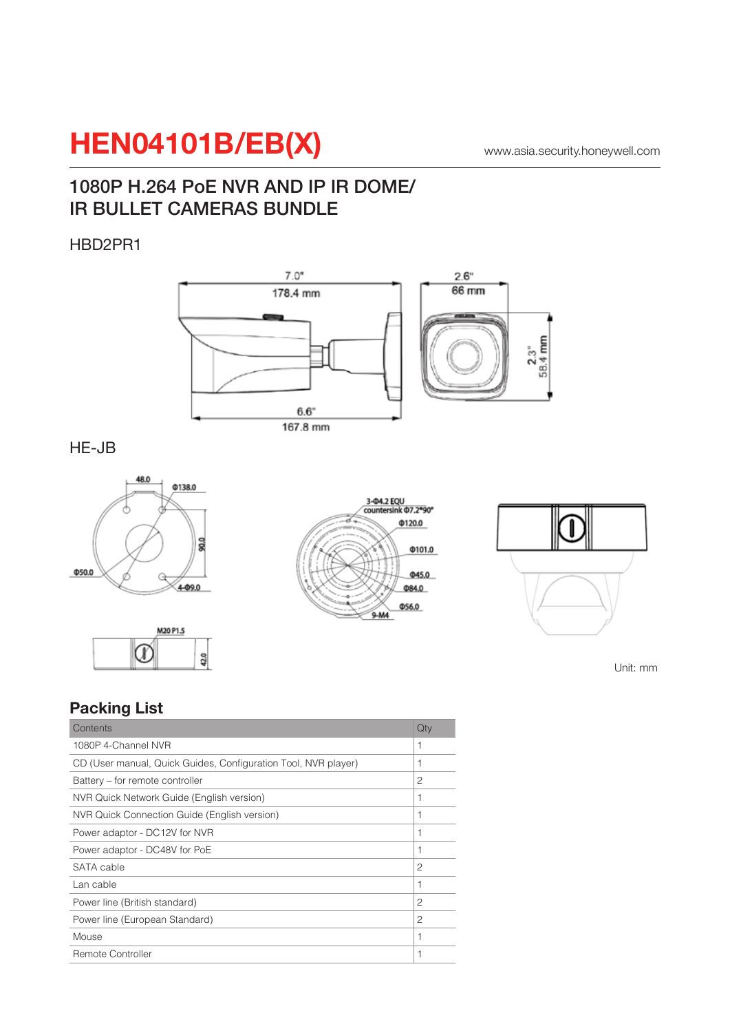# HEN04101B/EB(X)

www.asia.security.honeywell.com

## 1080P H.264 PoE NVR AND IP IR DOME/ IR BULLET CAMERAS BUNDLE

HBD2PR1

HE-JB

Unit: mm

## Packing List

| Contents | Qty |
|---|---|
| 1080P 4-Channel NVR | 1 |
| CD (User manual, Quick Guides, Configuration Tool, NVR player) | 1 |
| Battery – for remote controller | 2 |
| NVR Quick Network Guide (English version) | 1 |
| NVR Quick Connection Guide (English version) | 1 |
| Power adaptor - DC12V for NVR | 1 |
| Power adaptor - DC48V for PoE | 1 |
| SATA cable | 2 |
| Lan cable | 1 |
| Power line (British standard) | 2 |
| Power line (European Standard) | 2 |
| Mouse | 1 |
| Remote Controller | 1 |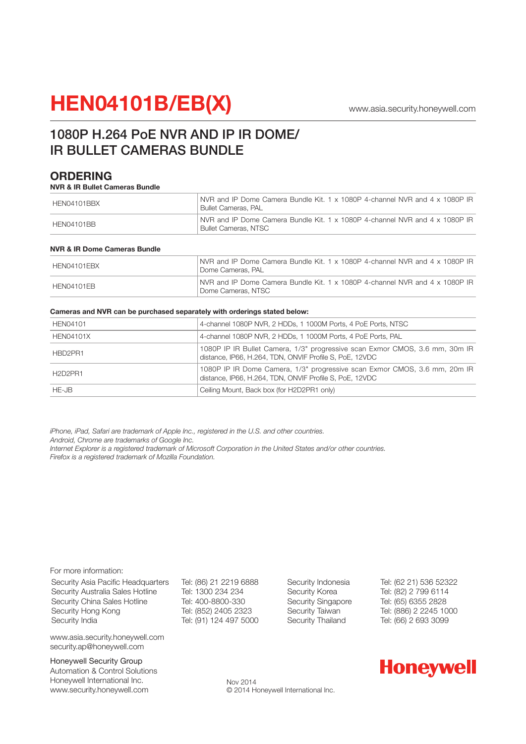# HEN04101B/EB(X)

www.asia.security.honeywell.com

## 1080P H.264 PoE NVR AND IP IR DOME/ IR BULLET CAMERAS BUNDLE

## ORDERING

**NVR & IR Bullet Cameras Bundle**

| | |
|---|---|
| HEN04101BBX | NVR and IP Dome Camera Bundle Kit. 1 x 1080P 4-channel NVR and 4 x 1080P IR Bullet Cameras, PAL |
| HEN04101BB | NVR and IP Dome Camera Bundle Kit. 1 x 1080P 4-channel NVR and 4 x 1080P IR Bullet Cameras, NTSC |

**NVR & IR Dome Cameras Bundle**

| | |
|---|---|
| HEN04101EBX | NVR and IP Dome Camera Bundle Kit. 1 x 1080P 4-channel NVR and 4 x 1080P IR Dome Cameras, PAL |
| HEN04101EB | NVR and IP Dome Camera Bundle Kit. 1 x 1080P 4-channel NVR and 4 x 1080P IR Dome Cameras, NTSC |

**Cameras and NVR can be purchased separately with orderings stated below:**

| | |
|---|---|
| HEN04101 | 4-channel 1080P NVR, 2 HDDs, 1 1000M Ports, 4 PoE Ports, NTSC |
| HEN04101X | 4-channel 1080P NVR, 2 HDDs, 1 1000M Ports, 4 PoE Ports, PAL |
| HBD2PR1 | 1080P IP IR Bullet Camera, 1/3" progressive scan Exmor CMOS, 3.6 mm, 30m IR distance, IP66, H.264, TDN, ONVIF Profile S, PoE, 12VDC |
| H2D2PR1 | 1080P IP IR Dome Camera, 1/3" progressive scan Exmor CMOS, 3.6 mm, 20m IR distance, IP66, H.264, TDN, ONVIF Profile S, PoE, 12VDC |
| HE-JB | Ceiling Mount, Back box (for H2D2PR1 only) |

*iPhone, iPad, Safari are trademark of Apple Inc., registered in the U.S. and other countries.*
*Android, Chrome are trademarks of Google Inc.*
*Internet Explorer is a registered trademark of Microsoft Corporation in the United States and/or other countries.*
*Firefox is a registered trademark of Mozilla Foundation.*

For more information:

| | | | |
|---|---|---|---|
| Security Asia Pacific Headquarters | Tel: (86) 21 2219 6888 | Security Indonesia | Tel: (62 21) 536 52322 |
| Security Australia Sales Hotline | Tel: 1300 234 234 | Security Korea | Tel: (82) 2 799 6114 |
| Security China Sales Hotline | Tel: 400-8800-330 | Security Singapore | Tel: (65) 6355 2828 |
| Security Hong Kong | Tel: (852) 2405 2323 | Security Taiwan | Tel: (886) 2 2245 1000 |
| Security India | Tel: (91) 124 497 5000 | Security Thailand | Tel: (66) 2 693 3099 |

www.asia.security.honeywell.com
security.ap@honeywell.com

Honeywell Security Group
Automation & Control Solutions
Honeywell International Inc.
www.security.honeywell.com

Nov 2014
© 2014 Honeywell International Inc.

**Honeywell**